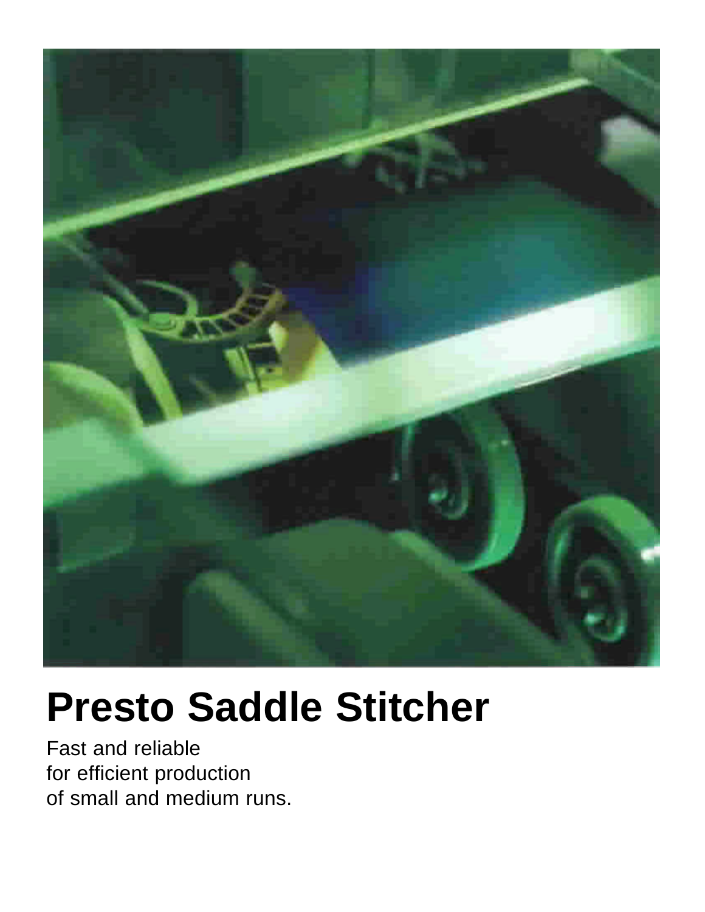# Presto Saddle Stitcher

Fast and reliable
for efficient production
of small and medium runs.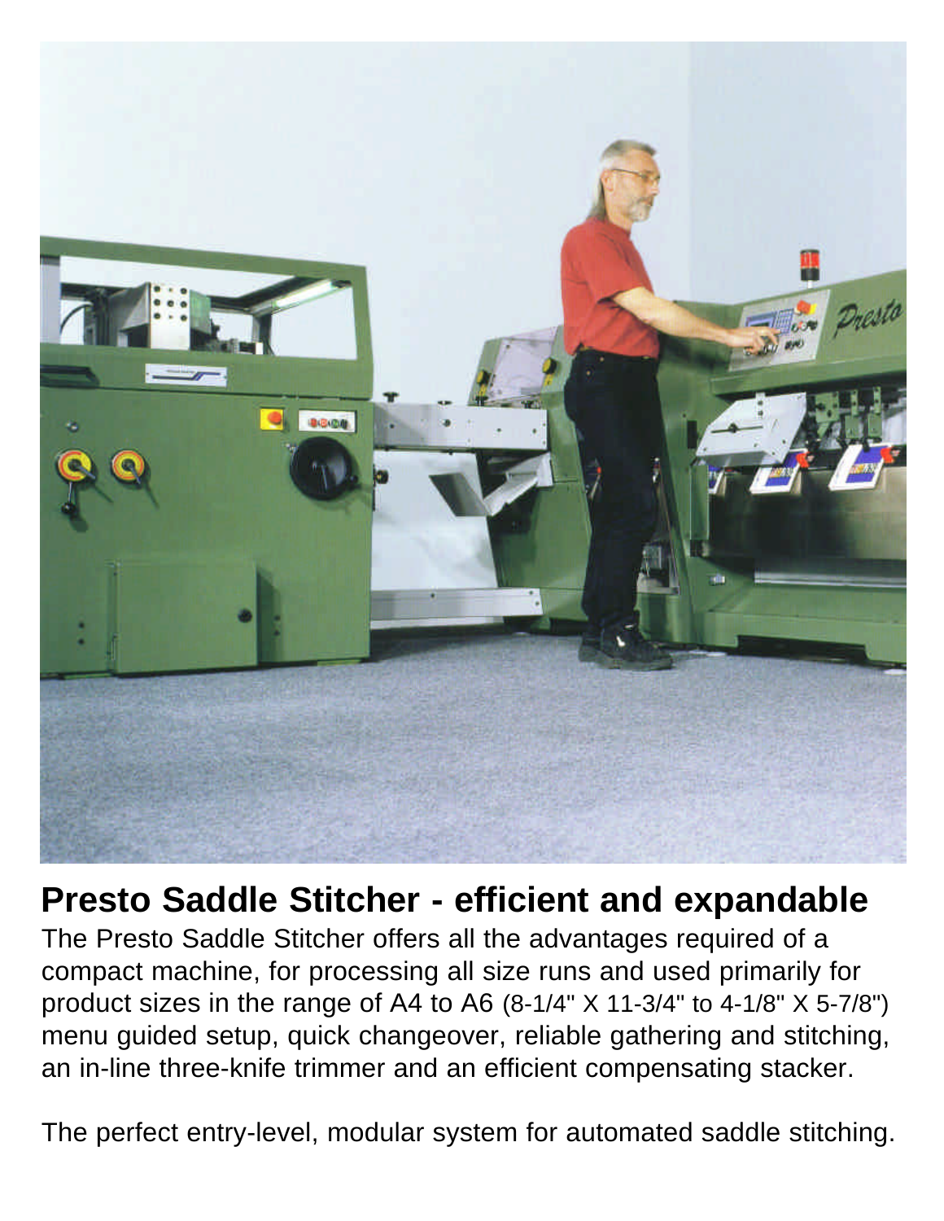## Presto Saddle Stitcher - efficient and expandable

The Presto Saddle Stitcher offers all the advantages required of a compact machine, for processing all size runs and used primarily for product sizes in the range of A4 to A6 (8-1/4" X 11-3/4" to 4-1/8" X 5-7/8") menu guided setup, quick changeover, reliable gathering and stitching, an in-line three-knife trimmer and an efficient compensating stacker.

The perfect entry-level, modular system for automated saddle stitching.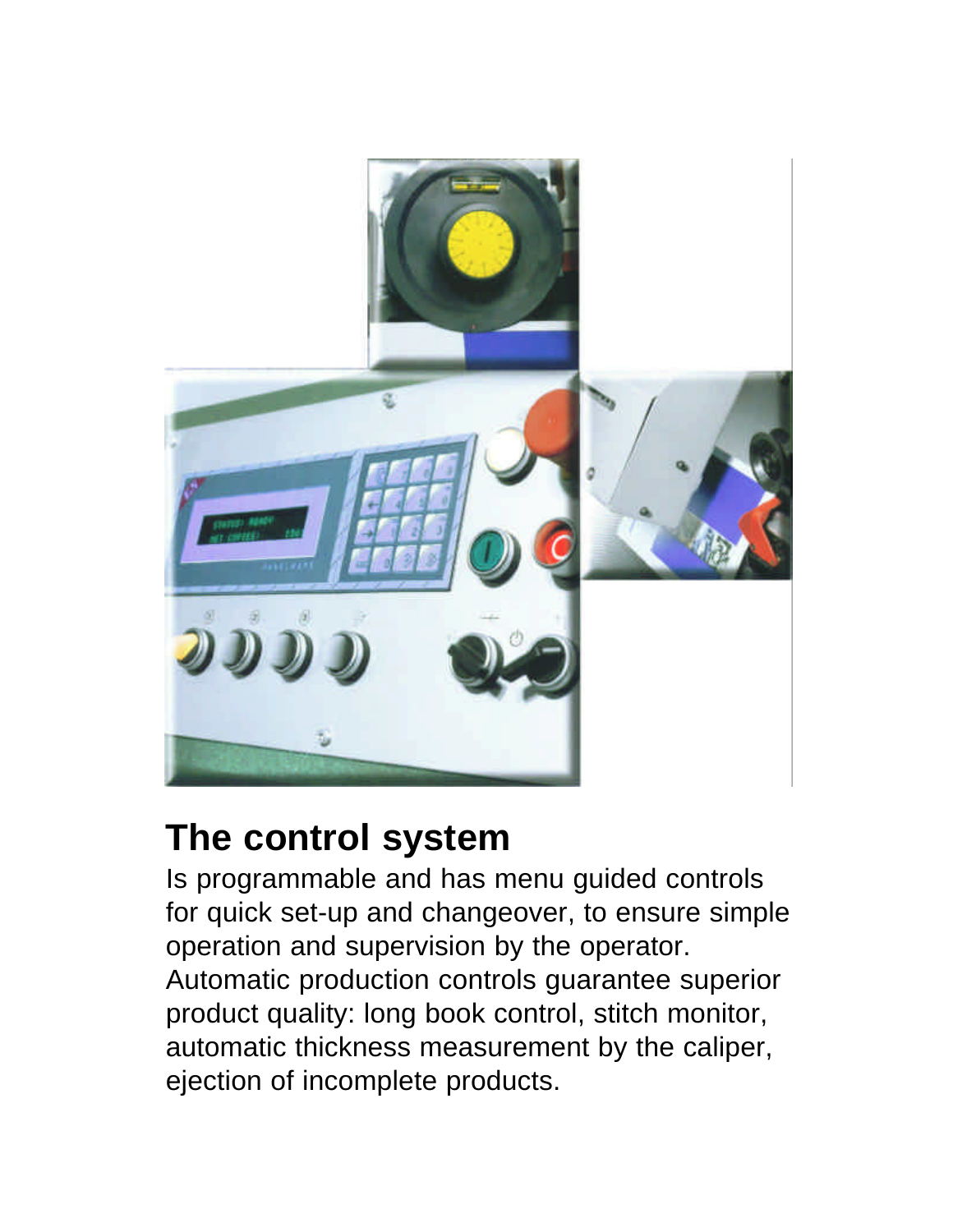## The control system

Is programmable and has menu guided controls for quick set-up and changeover, to ensure simple operation and supervision by the operator. Automatic production controls guarantee superior product quality: long book control, stitch monitor, automatic thickness measurement by the caliper, ejection of incomplete products.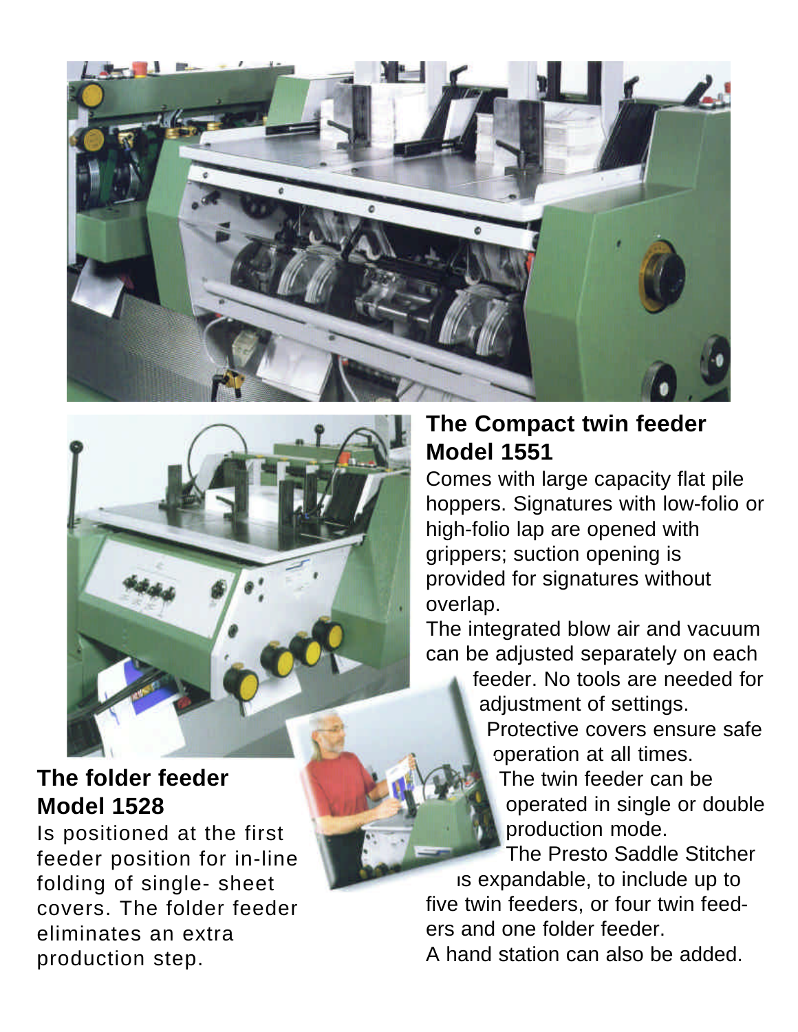## The Compact twin feeder Model 1551

Comes with large capacity flat pile hoppers. Signatures with low-folio or high-folio lap are opened with grippers; suction opening is provided for signatures without overlap.

The integrated blow air and vacuum can be adjusted separately on each feeder. No tools are needed for adjustment of settings.

Protective covers ensure safe operation at all times.

The twin feeder can be operated in single or double production mode.

The Presto Saddle Stitcher is expandable, to include up to five twin feeders, or four twin feeders and one folder feeder.

A hand station can also be added.

## The folder feeder Model 1528

Is positioned at the first feeder position for in-line folding of single- sheet covers. The folder feeder eliminates an extra production step.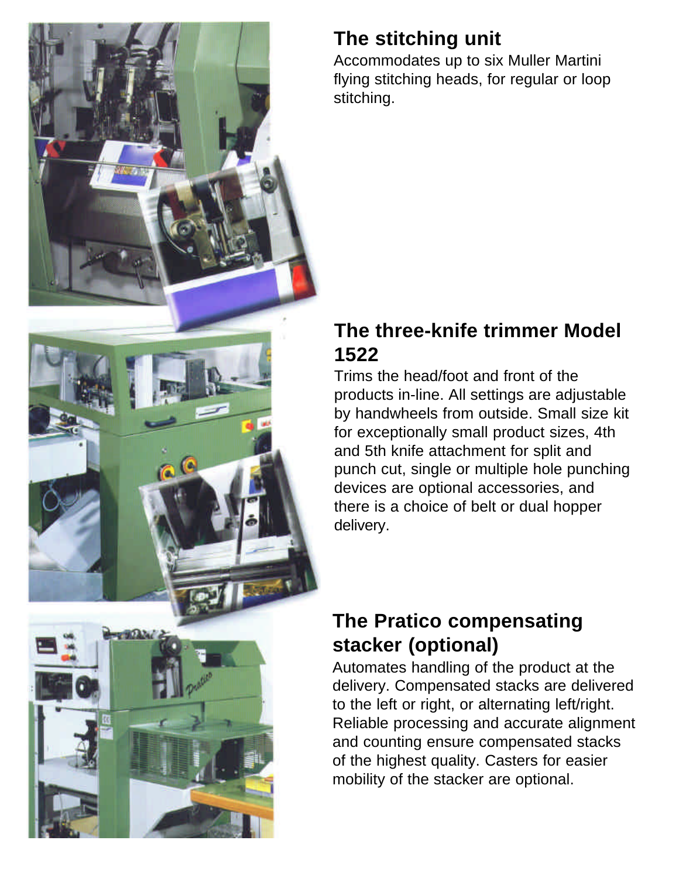## The stitching unit

Accommodates up to six Muller Martini flying stitching heads, for regular or loop stitching.

## The three-knife trimmer Model 1522

Trims the head/foot and front of the products in-line. All settings are adjustable by handwheels from outside. Small size kit for exceptionally small product sizes, 4th and 5th knife attachment for split and punch cut, single or multiple hole punching devices are optional accessories, and there is a choice of belt or dual hopper delivery.

## The Pratico compensating stacker (optional)

Automates handling of the product at the delivery. Compensated stacks are delivered to the left or right, or alternating left/right. Reliable processing and accurate alignment and counting ensure compensated stacks of the highest quality. Casters for easier mobility of the stacker are optional.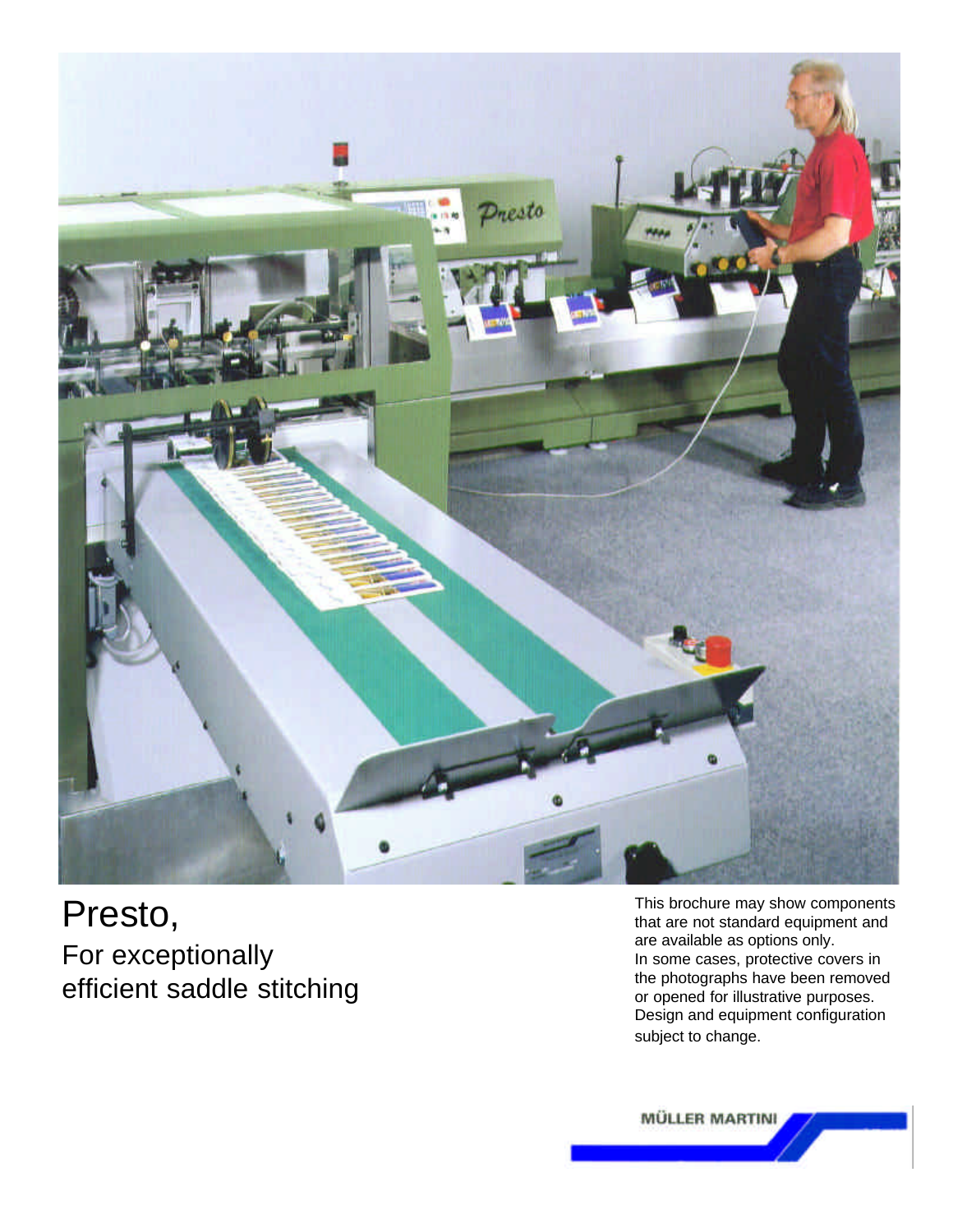# Presto,

## For exceptionally efficient saddle stitching

This brochure may show components that are not standard equipment and are available as options only.
In some cases, protective covers in the photographs have been removed or opened for illustrative purposes.
Design and equipment configuration subject to change.

MÜLLER MARTINI